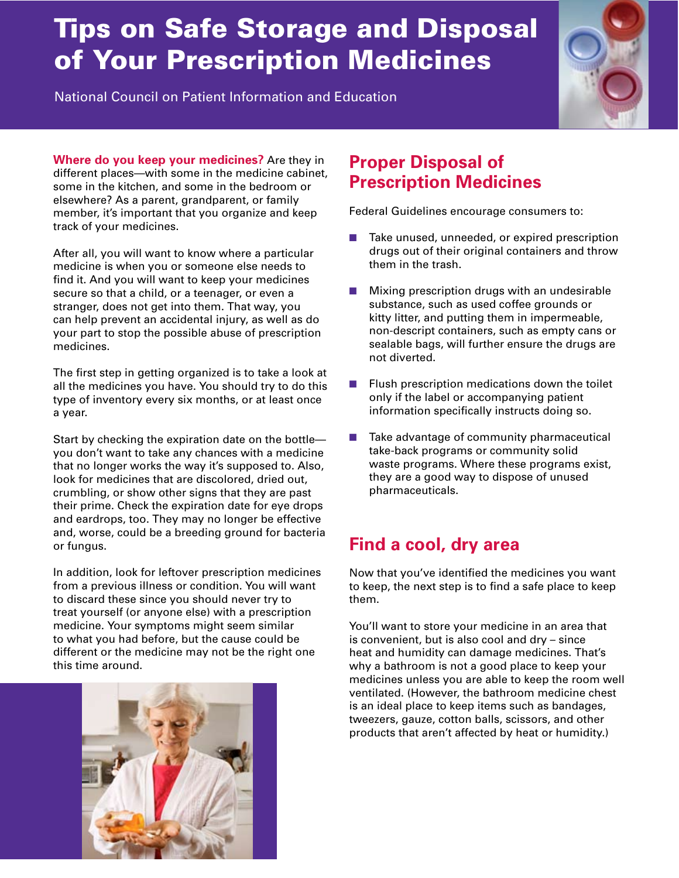# Tips on Safe Storage and Disposal of Your Prescription Medicines

National Council on Patient Information and Education

**Where do you keep your medicines?** Are they in different places—with some in the medicine cabinet, some in the kitchen, and some in the bedroom or elsewhere? As a parent, grandparent, or family member, it's important that you organize and keep track of your medicines.

After all, you will want to know where a particular medicine is when you or someone else needs to find it. And you will want to keep your medicines secure so that a child, or a teenager, or even a stranger, does not get into them. That way, you can help prevent an accidental injury, as well as do your part to stop the possible abuse of prescription medicines.

The first step in getting organized is to take a look at all the medicines you have. You should try to do this type of inventory every six months, or at least once a year.

Start by checking the expiration date on the bottle—you don't want to take any chances with a medicine that no longer works the way it's supposed to. Also, look for medicines that are discolored, dried out, crumbling, or show other signs that they are past their prime. Check the expiration date for eye drops and eardrops, too. They may no longer be effective and, worse, could be a breeding ground for bacteria or fungus.

In addition, look for leftover prescription medicines from a previous illness or condition. You will want to discard these since you should never try to treat yourself (or anyone else) with a prescription medicine. Your symptoms might seem similar to what you had before, but the cause could be different or the medicine may not be the right one this time around.

## Proper Disposal of Prescription Medicines

Federal Guidelines encourage consumers to:

- Take unused, unneeded, or expired prescription drugs out of their original containers and throw them in the trash.
- Mixing prescription drugs with an undesirable substance, such as used coffee grounds or kitty litter, and putting them in impermeable, non-descript containers, such as empty cans or sealable bags, will further ensure the drugs are not diverted.
- Flush prescription medications down the toilet only if the label or accompanying patient information specifically instructs doing so.
- Take advantage of community pharmaceutical take-back programs or community solid waste programs. Where these programs exist, they are a good way to dispose of unused pharmaceuticals.

## Find a cool, dry area

Now that you've identified the medicines you want to keep, the next step is to find a safe place to keep them.

You'll want to store your medicine in an area that is convenient, but is also cool and dry – since heat and humidity can damage medicines. That's why a bathroom is not a good place to keep your medicines unless you are able to keep the room well ventilated. (However, the bathroom medicine chest is an ideal place to keep items such as bandages, tweezers, gauze, cotton balls, scissors, and other products that aren't affected by heat or humidity.)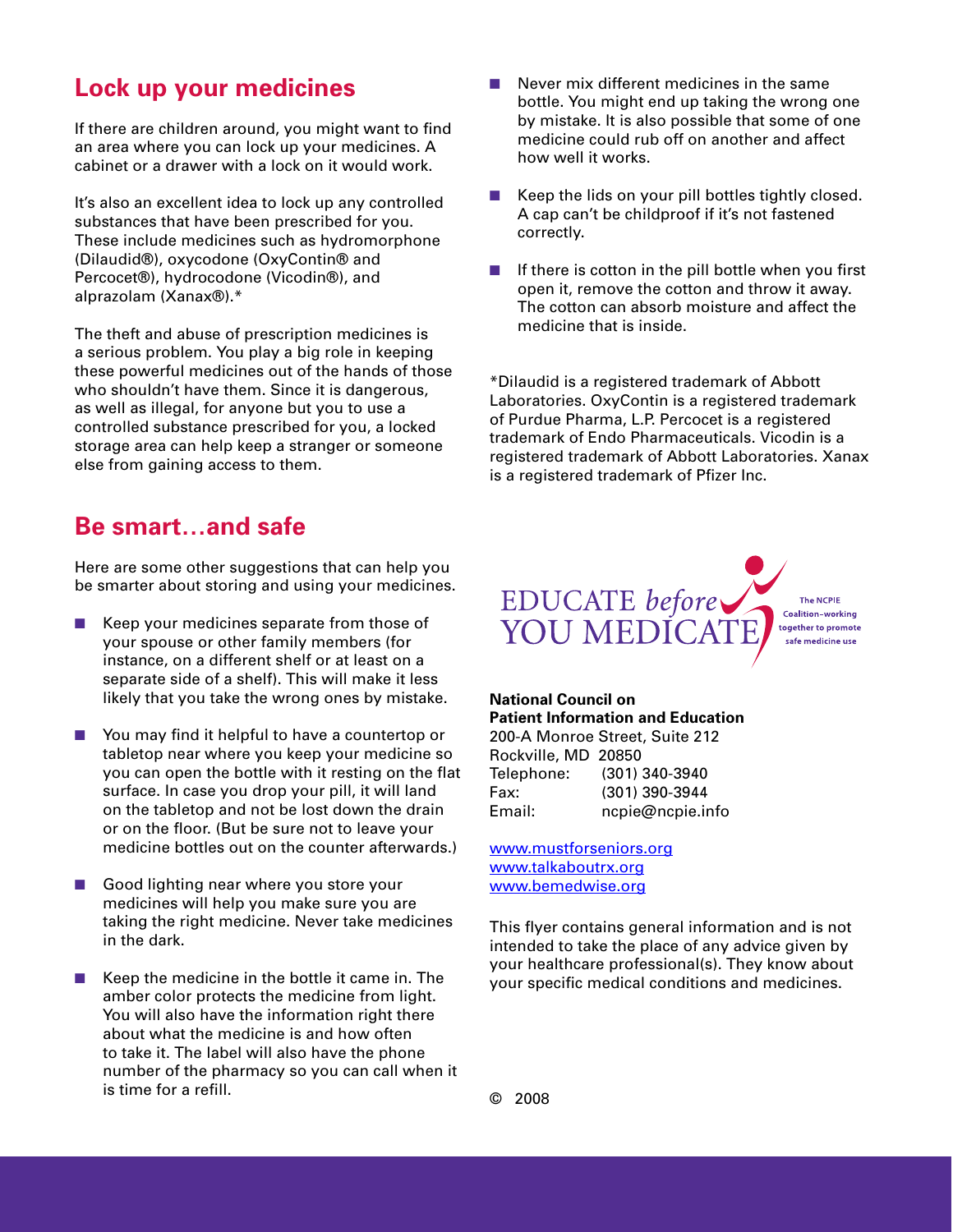## Lock up your medicines

If there are children around, you might want to find an area where you can lock up your medicines. A cabinet or a drawer with a lock on it would work.

It's also an excellent idea to lock up any controlled substances that have been prescribed for you. These include medicines such as hydromorphone (Dilaudid®), oxycodone (OxyContin® and Percocet®), hydrocodone (Vicodin®), and alprazolam (Xanax®).*

The theft and abuse of prescription medicines is a serious problem. You play a big role in keeping these powerful medicines out of the hands of those who shouldn't have them. Since it is dangerous, as well as illegal, for anyone but you to use a controlled substance prescribed for you, a locked storage area can help keep a stranger or someone else from gaining access to them.

## Be smart…and safe

Here are some other suggestions that can help you be smarter about storing and using your medicines.

- Keep your medicines separate from those of your spouse or other family members (for instance, on a different shelf or at least on a separate side of a shelf). This will make it less likely that you take the wrong ones by mistake.
- You may find it helpful to have a countertop or tabletop near where you keep your medicine so you can open the bottle with it resting on the flat surface. In case you drop your pill, it will land on the tabletop and not be lost down the drain or on the floor. (But be sure not to leave your medicine bottles out on the counter afterwards.)
- Good lighting near where you store your medicines will help you make sure you are taking the right medicine. Never take medicines in the dark.
- Keep the medicine in the bottle it came in. The amber color protects the medicine from light. You will also have the information right there about what the medicine is and how often to take it. The label will also have the phone number of the pharmacy so you can call when it is time for a refill.
- Never mix different medicines in the same bottle. You might end up taking the wrong one by mistake. It is also possible that some of one medicine could rub off on another and affect how well it works.
- Keep the lids on your pill bottles tightly closed. A cap can't be childproof if it's not fastened correctly.
- If there is cotton in the pill bottle when you first open it, remove the cotton and throw it away. The cotton can absorb moisture and affect the medicine that is inside.

*Dilaudid is a registered trademark of Abbott Laboratories. OxyContin is a registered trademark of Purdue Pharma, L.P. Percocet is a registered trademark of Endo Pharmaceuticals. Vicodin is a registered trademark of Abbott Laboratories. Xanax is a registered trademark of Pfizer Inc.

EDUCATE *before* YOU MEDICATE

The NCPIE Coalition–working together to promote safe medicine use

**National Council on Patient Information and Education**
200-A Monroe Street, Suite 212
Rockville, MD 20850
Telephone: (301) 340-3940
Fax: (301) 390-3944
Email: ncpie@ncpie.info

www.mustforseniors.org
www.talkaboutrx.org
www.bemedwise.org

This flyer contains general information and is not intended to take the place of any advice given by your healthcare professional(s). They know about your specific medical conditions and medicines.

© 2008